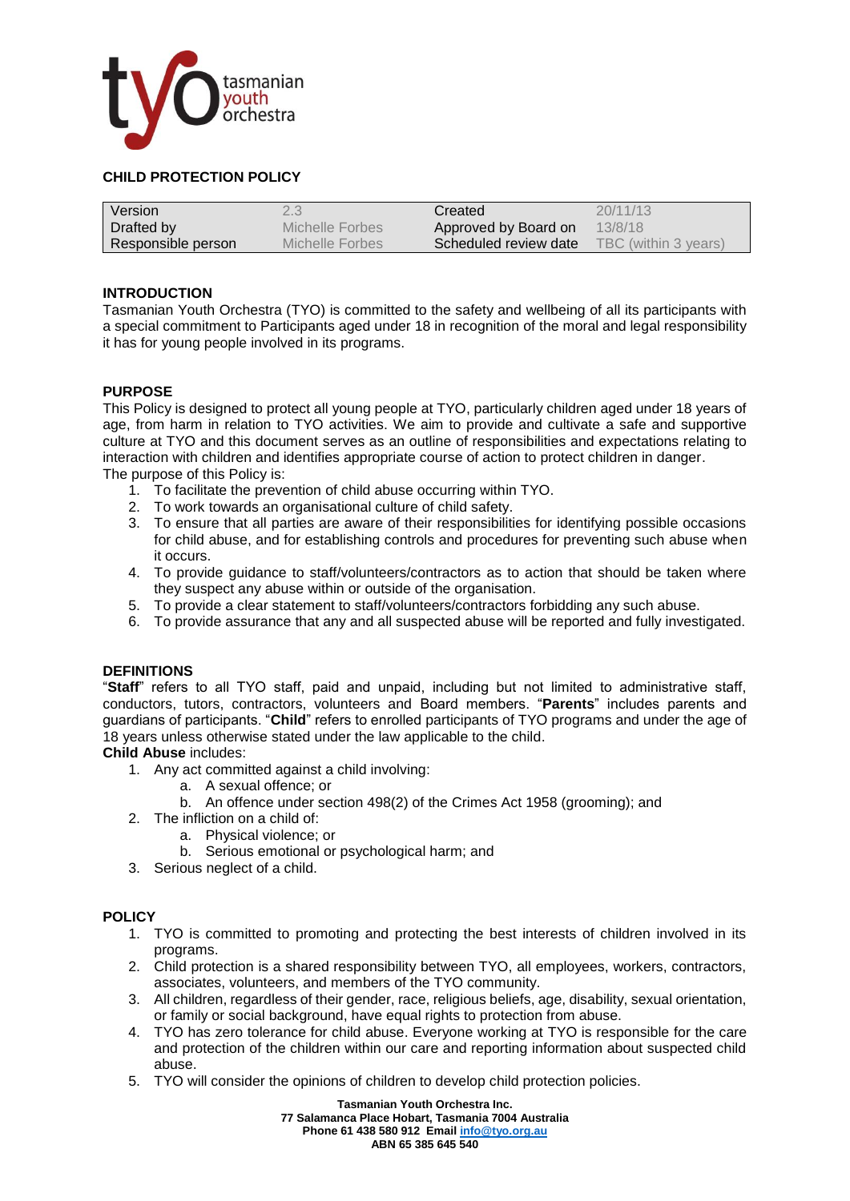# CHILD PROTECTION POLICY

| Version | 2.3 | Created | 20/11/13 |
|---|---|---|---|
| Drafted by | Michelle Forbes | Approved by Board on | 13/8/18 |
| Responsible person | Michelle Forbes | Scheduled review date | TBC (within 3 years) |

## INTRODUCTION

Tasmanian Youth Orchestra (TYO) is committed to the safety and wellbeing of all its participants with a special commitment to Participants aged under 18 in recognition of the moral and legal responsibility it has for young people involved in its programs.

## PURPOSE

This Policy is designed to protect all young people at TYO, particularly children aged under 18 years of age, from harm in relation to TYO activities. We aim to provide and cultivate a safe and supportive culture at TYO and this document serves as an outline of responsibilities and expectations relating to interaction with children and identifies appropriate course of action to protect children in danger.

The purpose of this Policy is:

1. To facilitate the prevention of child abuse occurring within TYO.
2. To work towards an organisational culture of child safety.
3. To ensure that all parties are aware of their responsibilities for identifying possible occasions for child abuse, and for establishing controls and procedures for preventing such abuse when it occurs.
4. To provide guidance to staff/volunteers/contractors as to action that should be taken where they suspect any abuse within or outside of the organisation.
5. To provide a clear statement to staff/volunteers/contractors forbidding any such abuse.
6. To provide assurance that any and all suspected abuse will be reported and fully investigated.

## DEFINITIONS

"**Staff**" refers to all TYO staff, paid and unpaid, including but not limited to administrative staff, conductors, tutors, contractors, volunteers and Board members. "**Parents**" includes parents and guardians of participants. "**Child**" refers to enrolled participants of TYO programs and under the age of 18 years unless otherwise stated under the law applicable to the child.

**Child Abuse** includes:

1. Any act committed against a child involving:
   a. A sexual offence; or
   b. An offence under section 498(2) of the Crimes Act 1958 (grooming); and
2. The infliction on a child of:
   a. Physical violence; or
   b. Serious emotional or psychological harm; and
3. Serious neglect of a child.

## POLICY

1. TYO is committed to promoting and protecting the best interests of children involved in its programs.
2. Child protection is a shared responsibility between TYO, all employees, workers, contractors, associates, volunteers, and members of the TYO community.
3. All children, regardless of their gender, race, religious beliefs, age, disability, sexual orientation, or family or social background, have equal rights to protection from abuse.
4. TYO has zero tolerance for child abuse. Everyone working at TYO is responsible for the care and protection of the children within our care and reporting information about suspected child abuse.
5. TYO will consider the opinions of children to develop child protection policies.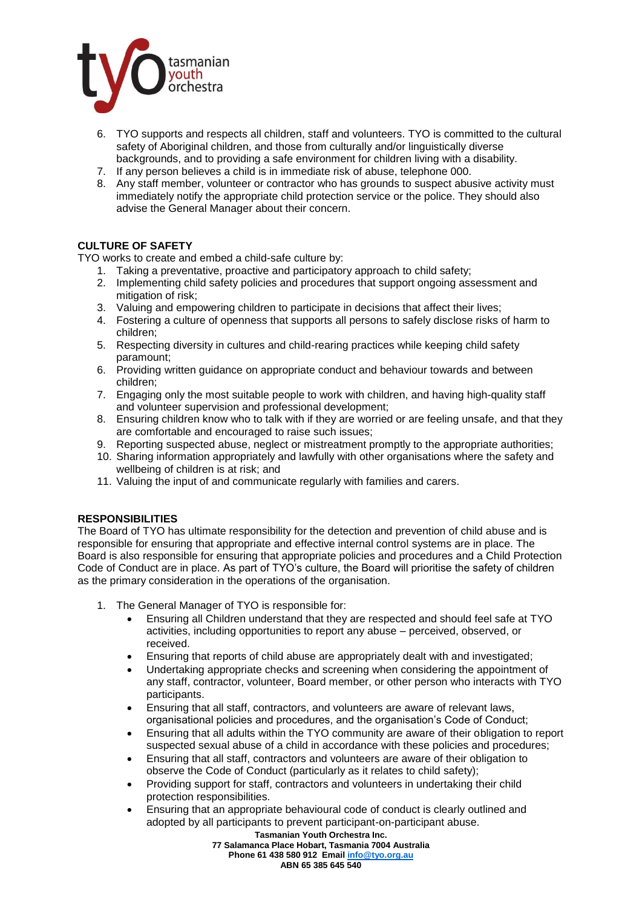6. TYO supports and respects all children, staff and volunteers. TYO is committed to the cultural safety of Aboriginal children, and those from culturally and/or linguistically diverse backgrounds, and to providing a safe environment for children living with a disability.
7. If any person believes a child is in immediate risk of abuse, telephone 000.
8. Any staff member, volunteer or contractor who has grounds to suspect abusive activity must immediately notify the appropriate child protection service or the police. They should also advise the General Manager about their concern.

**CULTURE OF SAFETY**

TYO works to create and embed a child-safe culture by:

1. Taking a preventative, proactive and participatory approach to child safety;
2. Implementing child safety policies and procedures that support ongoing assessment and mitigation of risk;
3. Valuing and empowering children to participate in decisions that affect their lives;
4. Fostering a culture of openness that supports all persons to safely disclose risks of harm to children;
5. Respecting diversity in cultures and child-rearing practices while keeping child safety paramount;
6. Providing written guidance on appropriate conduct and behaviour towards and between children;
7. Engaging only the most suitable people to work with children, and having high-quality staff and volunteer supervision and professional development;
8. Ensuring children know who to talk with if they are worried or are feeling unsafe, and that they are comfortable and encouraged to raise such issues;
9. Reporting suspected abuse, neglect or mistreatment promptly to the appropriate authorities;
10. Sharing information appropriately and lawfully with other organisations where the safety and wellbeing of children is at risk; and
11. Valuing the input of and communicate regularly with families and carers.

**RESPONSIBILITIES**

The Board of TYO has ultimate responsibility for the detection and prevention of child abuse and is responsible for ensuring that appropriate and effective internal control systems are in place. The Board is also responsible for ensuring that appropriate policies and procedures and a Child Protection Code of Conduct are in place. As part of TYO's culture, the Board will prioritise the safety of children as the primary consideration in the operations of the organisation.

1. The General Manager of TYO is responsible for:
   - Ensuring all Children understand that they are respected and should feel safe at TYO activities, including opportunities to report any abuse – perceived, observed, or received.
   - Ensuring that reports of child abuse are appropriately dealt with and investigated;
   - Undertaking appropriate checks and screening when considering the appointment of any staff, contractor, volunteer, Board member, or other person who interacts with TYO participants.
   - Ensuring that all staff, contractors, and volunteers are aware of relevant laws, organisational policies and procedures, and the organisation's Code of Conduct;
   - Ensuring that all adults within the TYO community are aware of their obligation to report suspected sexual abuse of a child in accordance with these policies and procedures;
   - Ensuring that all staff, contractors and volunteers are aware of their obligation to observe the Code of Conduct (particularly as it relates to child safety);
   - Providing support for staff, contractors and volunteers in undertaking their child protection responsibilities.
   - Ensuring that an appropriate behavioural code of conduct is clearly outlined and adopted by all participants to prevent participant-on-participant abuse.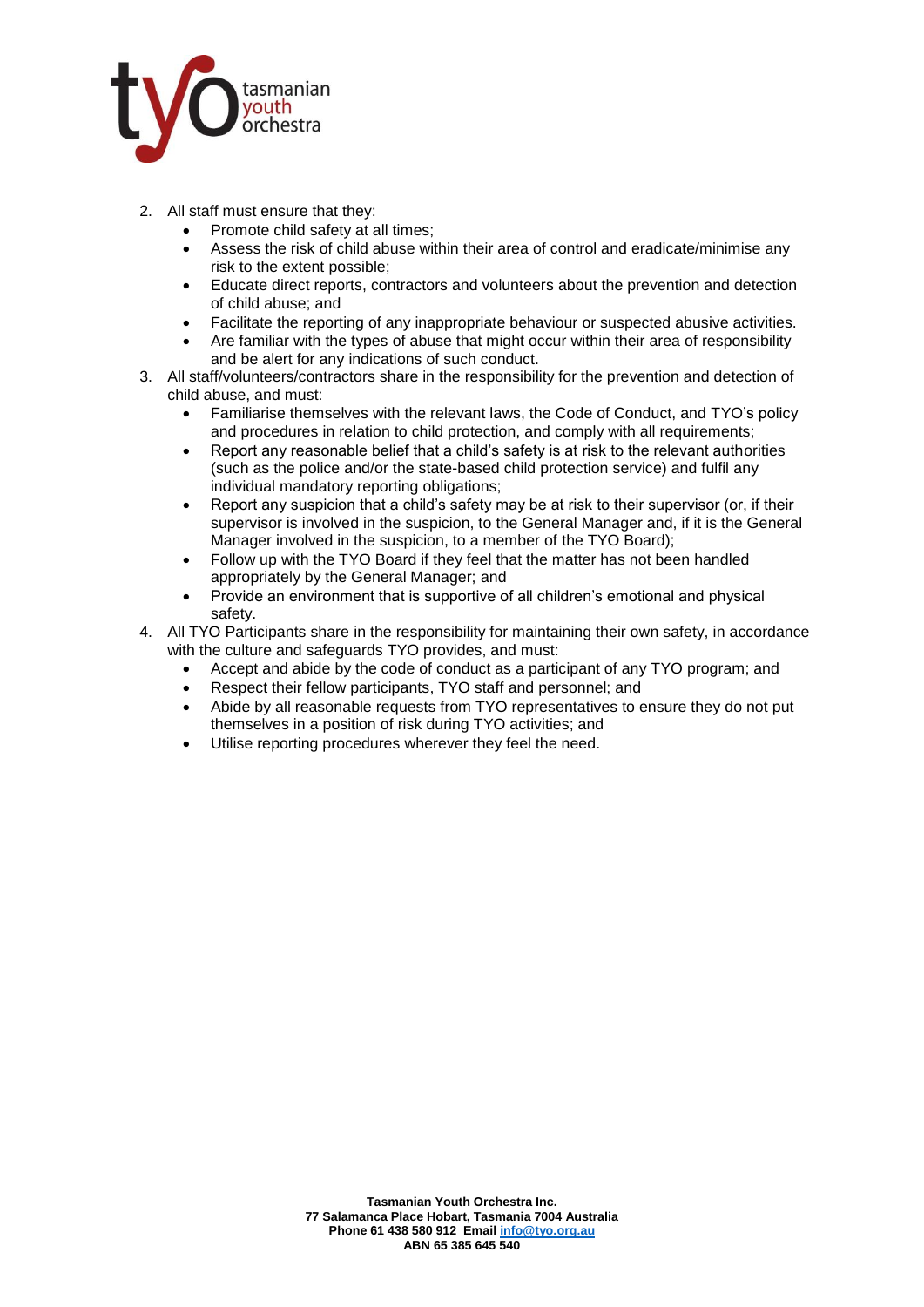2. All staff must ensure that they:
    - Promote child safety at all times;
    - Assess the risk of child abuse within their area of control and eradicate/minimise any risk to the extent possible;
    - Educate direct reports, contractors and volunteers about the prevention and detection of child abuse; and
    - Facilitate the reporting of any inappropriate behaviour or suspected abusive activities.
    - Are familiar with the types of abuse that might occur within their area of responsibility and be alert for any indications of such conduct.
3. All staff/volunteers/contractors share in the responsibility for the prevention and detection of child abuse, and must:
    - Familiarise themselves with the relevant laws, the Code of Conduct, and TYO's policy and procedures in relation to child protection, and comply with all requirements;
    - Report any reasonable belief that a child's safety is at risk to the relevant authorities (such as the police and/or the state-based child protection service) and fulfil any individual mandatory reporting obligations;
    - Report any suspicion that a child's safety may be at risk to their supervisor (or, if their supervisor is involved in the suspicion, to the General Manager and, if it is the General Manager involved in the suspicion, to a member of the TYO Board);
    - Follow up with the TYO Board if they feel that the matter has not been handled appropriately by the General Manager; and
    - Provide an environment that is supportive of all children's emotional and physical safety.
4. All TYO Participants share in the responsibility for maintaining their own safety, in accordance with the culture and safeguards TYO provides, and must:
    - Accept and abide by the code of conduct as a participant of any TYO program; and
    - Respect their fellow participants, TYO staff and personnel; and
    - Abide by all reasonable requests from TYO representatives to ensure they do not put themselves in a position of risk during TYO activities; and
    - Utilise reporting procedures wherever they feel the need.